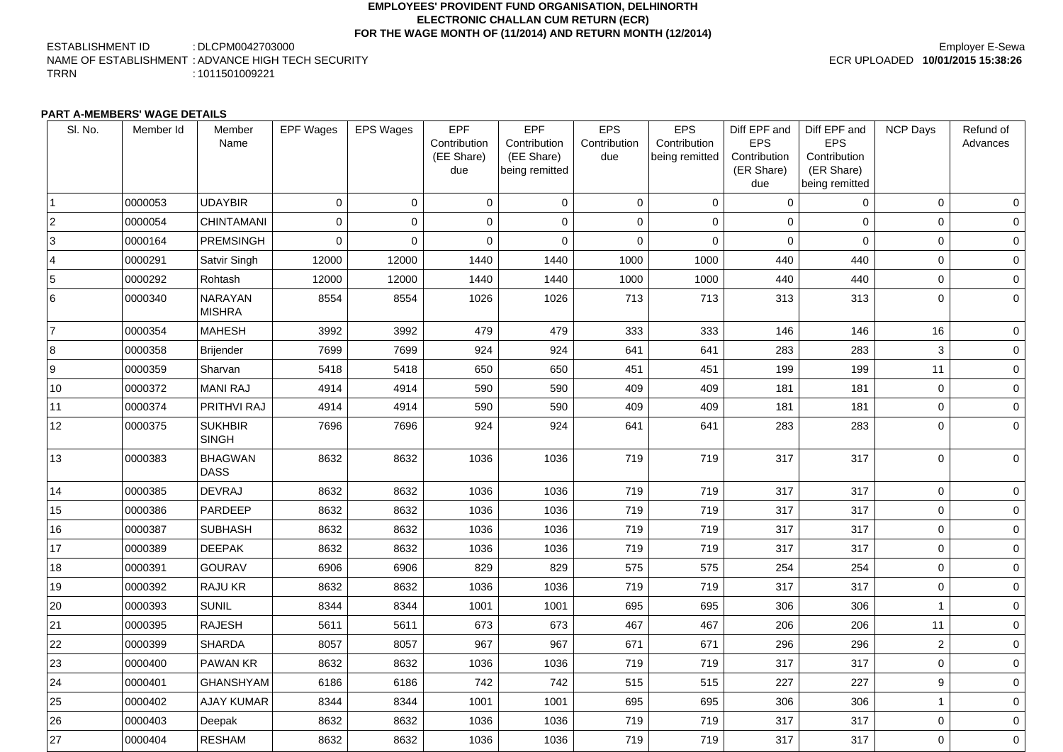# EMPLOYEES' PROVIDENT FUND ORGANISATION, DELHINORTH
## ELECTRONIC CHALLAN CUM RETURN (ECR)
## FOR THE WAGE MONTH OF (11/2014) AND RETURN MONTH (12/2014)

ESTABLISHMENT ID : DLCPM0042703000
NAME OF ESTABLISHMENT : ADVANCE HIGH TECH SECURITY
TRRN : 1011501009221

Employer E-Sewa
ECR UPLOADED **10/01/2015 15:38:26**

**PART A-MEMBERS' WAGE DETAILS**

| Sl. No. | Member Id | Member Name | EPF Wages | EPS Wages | EPF Contribution (EE Share) due | EPF Contribution (EE Share) being remitted | EPS Contribution due | EPS Contribution being remitted | Diff EPF and EPS Contribution (ER Share) due | Diff EPF and EPS Contribution (ER Share) being remitted | NCP Days | Refund of Advances |
|---|---|---|---|---|---|---|---|---|---|---|---|---|
| 1 | 0000053 | UDAYBIR | 0 | 0 | 0 | 0 | 0 | 0 | 0 | 0 | 0 | 0 |
| 2 | 0000054 | CHINTAMANI | 0 | 0 | 0 | 0 | 0 | 0 | 0 | 0 | 0 | 0 |
| 3 | 0000164 | PREMSINGH | 0 | 0 | 0 | 0 | 0 | 0 | 0 | 0 | 0 | 0 |
| 4 | 0000291 | Satvir Singh | 12000 | 12000 | 1440 | 1440 | 1000 | 1000 | 440 | 440 | 0 | 0 |
| 5 | 0000292 | Rohtash | 12000 | 12000 | 1440 | 1440 | 1000 | 1000 | 440 | 440 | 0 | 0 |
| 6 | 0000340 | NARAYAN MISHRA | 8554 | 8554 | 1026 | 1026 | 713 | 713 | 313 | 313 | 0 | 0 |
| 7 | 0000354 | MAHESH | 3992 | 3992 | 479 | 479 | 333 | 333 | 146 | 146 | 16 | 0 |
| 8 | 0000358 | Brijender | 7699 | 7699 | 924 | 924 | 641 | 641 | 283 | 283 | 3 | 0 |
| 9 | 0000359 | Sharvan | 5418 | 5418 | 650 | 650 | 451 | 451 | 199 | 199 | 11 | 0 |
| 10 | 0000372 | MANI RAJ | 4914 | 4914 | 590 | 590 | 409 | 409 | 181 | 181 | 0 | 0 |
| 11 | 0000374 | PRITHVI RAJ | 4914 | 4914 | 590 | 590 | 409 | 409 | 181 | 181 | 0 | 0 |
| 12 | 0000375 | SUKHBIR SINGH | 7696 | 7696 | 924 | 924 | 641 | 641 | 283 | 283 | 0 | 0 |
| 13 | 0000383 | BHAGWAN DASS | 8632 | 8632 | 1036 | 1036 | 719 | 719 | 317 | 317 | 0 | 0 |
| 14 | 0000385 | DEVRAJ | 8632 | 8632 | 1036 | 1036 | 719 | 719 | 317 | 317 | 0 | 0 |
| 15 | 0000386 | PARDEEP | 8632 | 8632 | 1036 | 1036 | 719 | 719 | 317 | 317 | 0 | 0 |
| 16 | 0000387 | SUBHASH | 8632 | 8632 | 1036 | 1036 | 719 | 719 | 317 | 317 | 0 | 0 |
| 17 | 0000389 | DEEPAK | 8632 | 8632 | 1036 | 1036 | 719 | 719 | 317 | 317 | 0 | 0 |
| 18 | 0000391 | GOURAV | 6906 | 6906 | 829 | 829 | 575 | 575 | 254 | 254 | 0 | 0 |
| 19 | 0000392 | RAJU KR | 8632 | 8632 | 1036 | 1036 | 719 | 719 | 317 | 317 | 0 | 0 |
| 20 | 0000393 | SUNIL | 8344 | 8344 | 1001 | 1001 | 695 | 695 | 306 | 306 | 1 | 0 |
| 21 | 0000395 | RAJESH | 5611 | 5611 | 673 | 673 | 467 | 467 | 206 | 206 | 11 | 0 |
| 22 | 0000399 | SHARDA | 8057 | 8057 | 967 | 967 | 671 | 671 | 296 | 296 | 2 | 0 |
| 23 | 0000400 | PAWAN KR | 8632 | 8632 | 1036 | 1036 | 719 | 719 | 317 | 317 | 0 | 0 |
| 24 | 0000401 | GHANSHYAM | 6186 | 6186 | 742 | 742 | 515 | 515 | 227 | 227 | 9 | 0 |
| 25 | 0000402 | AJAY KUMAR | 8344 | 8344 | 1001 | 1001 | 695 | 695 | 306 | 306 | 1 | 0 |
| 26 | 0000403 | Deepak | 8632 | 8632 | 1036 | 1036 | 719 | 719 | 317 | 317 | 0 | 0 |
| 27 | 0000404 | RESHAM | 8632 | 8632 | 1036 | 1036 | 719 | 719 | 317 | 317 | 0 | 0 |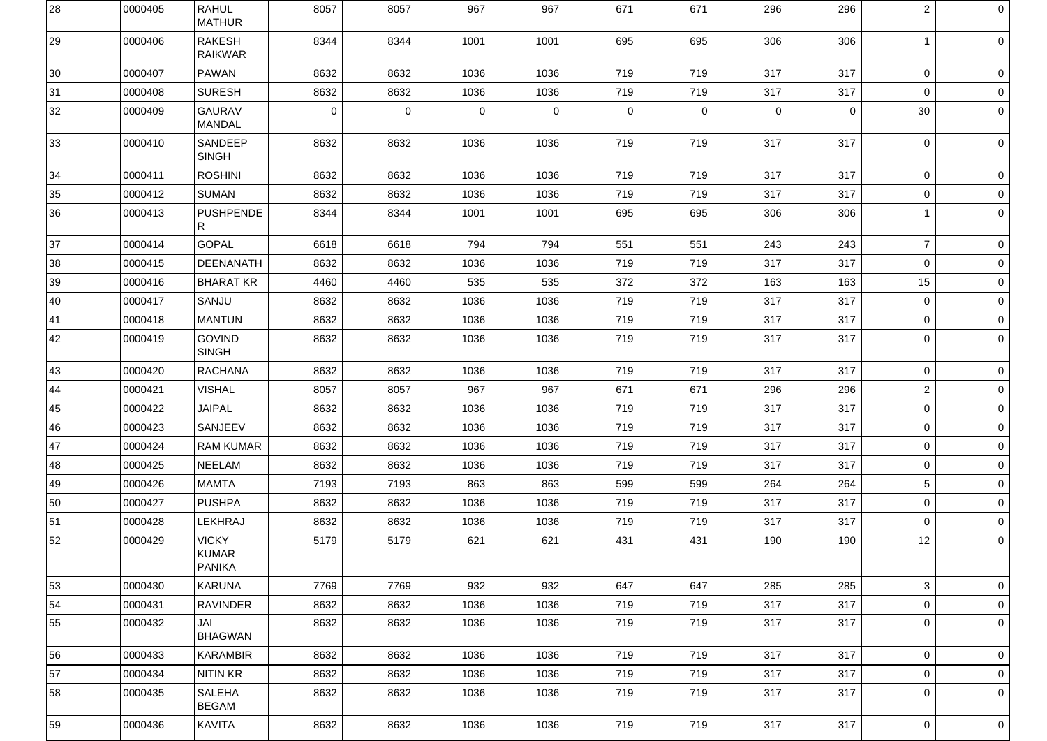| 28 | 0000405 | RAHUL MATHUR | 8057 | 8057 | 967 | 967 | 671 | 671 | 296 | 296 | 2 | 0 |
|---|---|---|---|---|---|---|---|---|---|---|---|---|
| 29 | 0000406 | RAKESH RAIKWAR | 8344 | 8344 | 1001 | 1001 | 695 | 695 | 306 | 306 | 1 | 0 |
| 30 | 0000407 | PAWAN | 8632 | 8632 | 1036 | 1036 | 719 | 719 | 317 | 317 | 0 | 0 |
| 31 | 0000408 | SURESH | 8632 | 8632 | 1036 | 1036 | 719 | 719 | 317 | 317 | 0 | 0 |
| 32 | 0000409 | GAURAV MANDAL | 0 | 0 | 0 | 0 | 0 | 0 | 0 | 0 | 30 | 0 |
| 33 | 0000410 | SANDEEP SINGH | 8632 | 8632 | 1036 | 1036 | 719 | 719 | 317 | 317 | 0 | 0 |
| 34 | 0000411 | ROSHINI | 8632 | 8632 | 1036 | 1036 | 719 | 719 | 317 | 317 | 0 | 0 |
| 35 | 0000412 | SUMAN | 8632 | 8632 | 1036 | 1036 | 719 | 719 | 317 | 317 | 0 | 0 |
| 36 | 0000413 | PUSHPENDER | 8344 | 8344 | 1001 | 1001 | 695 | 695 | 306 | 306 | 1 | 0 |
| 37 | 0000414 | GOPAL | 6618 | 6618 | 794 | 794 | 551 | 551 | 243 | 243 | 7 | 0 |
| 38 | 0000415 | DEENANATH | 8632 | 8632 | 1036 | 1036 | 719 | 719 | 317 | 317 | 0 | 0 |
| 39 | 0000416 | BHARAT KR | 4460 | 4460 | 535 | 535 | 372 | 372 | 163 | 163 | 15 | 0 |
| 40 | 0000417 | SANJU | 8632 | 8632 | 1036 | 1036 | 719 | 719 | 317 | 317 | 0 | 0 |
| 41 | 0000418 | MANTUN | 8632 | 8632 | 1036 | 1036 | 719 | 719 | 317 | 317 | 0 | 0 |
| 42 | 0000419 | GOVIND SINGH | 8632 | 8632 | 1036 | 1036 | 719 | 719 | 317 | 317 | 0 | 0 |
| 43 | 0000420 | RACHANA | 8632 | 8632 | 1036 | 1036 | 719 | 719 | 317 | 317 | 0 | 0 |
| 44 | 0000421 | VISHAL | 8057 | 8057 | 967 | 967 | 671 | 671 | 296 | 296 | 2 | 0 |
| 45 | 0000422 | JAIPAL | 8632 | 8632 | 1036 | 1036 | 719 | 719 | 317 | 317 | 0 | 0 |
| 46 | 0000423 | SANJEEV | 8632 | 8632 | 1036 | 1036 | 719 | 719 | 317 | 317 | 0 | 0 |
| 47 | 0000424 | RAM KUMAR | 8632 | 8632 | 1036 | 1036 | 719 | 719 | 317 | 317 | 0 | 0 |
| 48 | 0000425 | NEELAM | 8632 | 8632 | 1036 | 1036 | 719 | 719 | 317 | 317 | 0 | 0 |
| 49 | 0000426 | MAMTA | 7193 | 7193 | 863 | 863 | 599 | 599 | 264 | 264 | 5 | 0 |
| 50 | 0000427 | PUSHPA | 8632 | 8632 | 1036 | 1036 | 719 | 719 | 317 | 317 | 0 | 0 |
| 51 | 0000428 | LEKHRAJ | 8632 | 8632 | 1036 | 1036 | 719 | 719 | 317 | 317 | 0 | 0 |
| 52 | 0000429 | VICKY KUMAR PANIKA | 5179 | 5179 | 621 | 621 | 431 | 431 | 190 | 190 | 12 | 0 |
| 53 | 0000430 | KARUNA | 7769 | 7769 | 932 | 932 | 647 | 647 | 285 | 285 | 3 | 0 |
| 54 | 0000431 | RAVINDER | 8632 | 8632 | 1036 | 1036 | 719 | 719 | 317 | 317 | 0 | 0 |
| 55 | 0000432 | JAI BHAGWAN | 8632 | 8632 | 1036 | 1036 | 719 | 719 | 317 | 317 | 0 | 0 |
| 56 | 0000433 | KARAMBIR | 8632 | 8632 | 1036 | 1036 | 719 | 719 | 317 | 317 | 0 | 0 |
| 57 | 0000434 | NITIN KR | 8632 | 8632 | 1036 | 1036 | 719 | 719 | 317 | 317 | 0 | 0 |
| 58 | 0000435 | SALEHA BEGAM | 8632 | 8632 | 1036 | 1036 | 719 | 719 | 317 | 317 | 0 | 0 |
| 59 | 0000436 | KAVITA | 8632 | 8632 | 1036 | 1036 | 719 | 719 | 317 | 317 | 0 | 0 |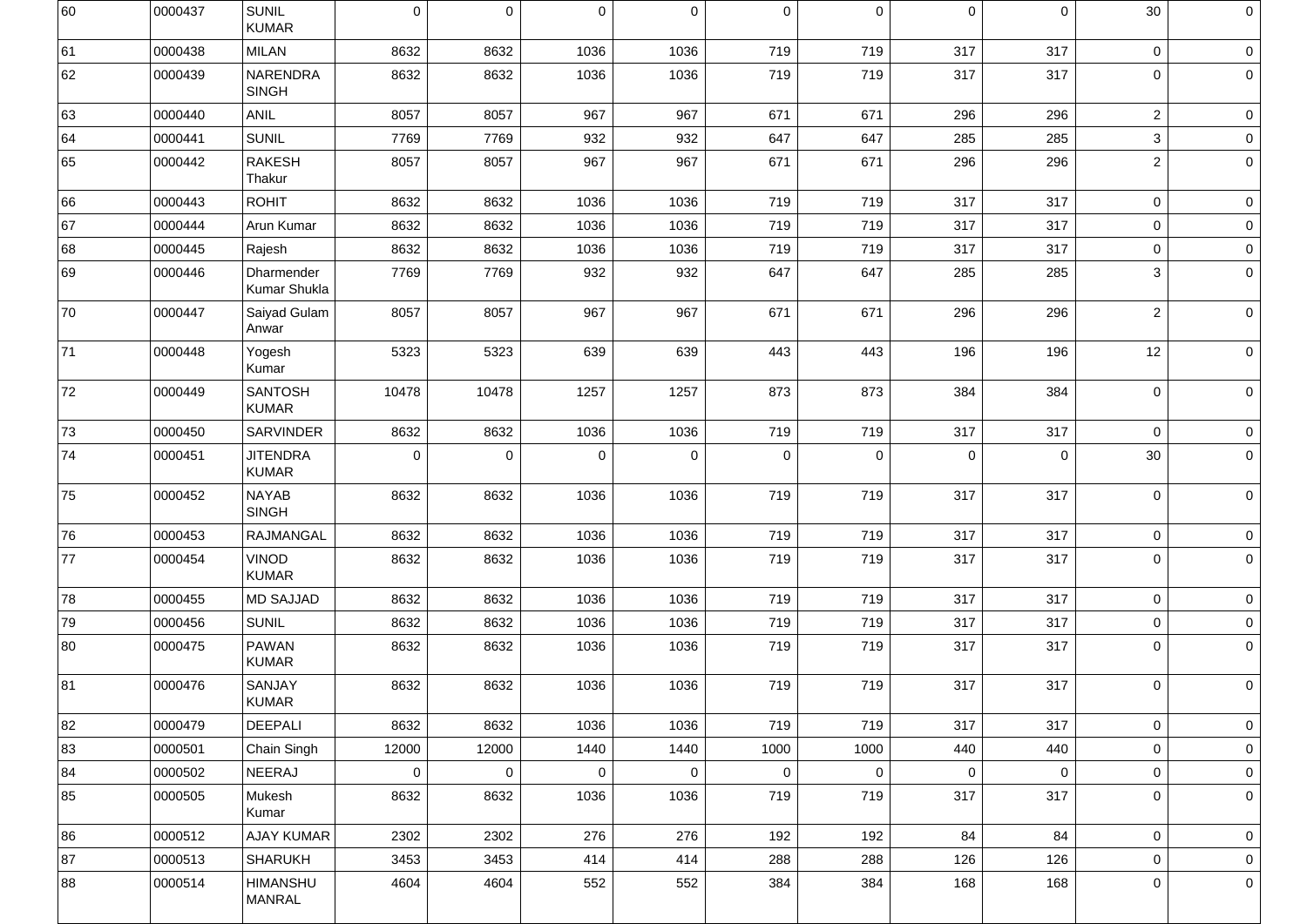| | | | | | | | | | | | | |
|---|---|---|---|---|---|---|---|---|---|---|---|---|
| 60 | 0000437 | SUNIL KUMAR | 0 | 0 | 0 | 0 | 0 | 0 | 0 | 0 | 30 | 0 |
| 61 | 0000438 | MILAN | 8632 | 8632 | 1036 | 1036 | 719 | 719 | 317 | 317 | 0 | 0 |
| 62 | 0000439 | NARENDRA SINGH | 8632 | 8632 | 1036 | 1036 | 719 | 719 | 317 | 317 | 0 | 0 |
| 63 | 0000440 | ANIL | 8057 | 8057 | 967 | 967 | 671 | 671 | 296 | 296 | 2 | 0 |
| 64 | 0000441 | SUNIL | 7769 | 7769 | 932 | 932 | 647 | 647 | 285 | 285 | 3 | 0 |
| 65 | 0000442 | RAKESH Thakur | 8057 | 8057 | 967 | 967 | 671 | 671 | 296 | 296 | 2 | 0 |
| 66 | 0000443 | ROHIT | 8632 | 8632 | 1036 | 1036 | 719 | 719 | 317 | 317 | 0 | 0 |
| 67 | 0000444 | Arun Kumar | 8632 | 8632 | 1036 | 1036 | 719 | 719 | 317 | 317 | 0 | 0 |
| 68 | 0000445 | Rajesh | 8632 | 8632 | 1036 | 1036 | 719 | 719 | 317 | 317 | 0 | 0 |
| 69 | 0000446 | Dharmender Kumar Shukla | 7769 | 7769 | 932 | 932 | 647 | 647 | 285 | 285 | 3 | 0 |
| 70 | 0000447 | Saiyad Gulam Anwar | 8057 | 8057 | 967 | 967 | 671 | 671 | 296 | 296 | 2 | 0 |
| 71 | 0000448 | Yogesh Kumar | 5323 | 5323 | 639 | 639 | 443 | 443 | 196 | 196 | 12 | 0 |
| 72 | 0000449 | SANTOSH KUMAR | 10478 | 10478 | 1257 | 1257 | 873 | 873 | 384 | 384 | 0 | 0 |
| 73 | 0000450 | SARVINDER | 8632 | 8632 | 1036 | 1036 | 719 | 719 | 317 | 317 | 0 | 0 |
| 74 | 0000451 | JITENDRA KUMAR | 0 | 0 | 0 | 0 | 0 | 0 | 0 | 0 | 30 | 0 |
| 75 | 0000452 | NAYAB SINGH | 8632 | 8632 | 1036 | 1036 | 719 | 719 | 317 | 317 | 0 | 0 |
| 76 | 0000453 | RAJMANGAL | 8632 | 8632 | 1036 | 1036 | 719 | 719 | 317 | 317 | 0 | 0 |
| 77 | 0000454 | VINOD KUMAR | 8632 | 8632 | 1036 | 1036 | 719 | 719 | 317 | 317 | 0 | 0 |
| 78 | 0000455 | MD SAJJAD | 8632 | 8632 | 1036 | 1036 | 719 | 719 | 317 | 317 | 0 | 0 |
| 79 | 0000456 | SUNIL | 8632 | 8632 | 1036 | 1036 | 719 | 719 | 317 | 317 | 0 | 0 |
| 80 | 0000475 | PAWAN KUMAR | 8632 | 8632 | 1036 | 1036 | 719 | 719 | 317 | 317 | 0 | 0 |
| 81 | 0000476 | SANJAY KUMAR | 8632 | 8632 | 1036 | 1036 | 719 | 719 | 317 | 317 | 0 | 0 |
| 82 | 0000479 | DEEPALI | 8632 | 8632 | 1036 | 1036 | 719 | 719 | 317 | 317 | 0 | 0 |
| 83 | 0000501 | Chain Singh | 12000 | 12000 | 1440 | 1440 | 1000 | 1000 | 440 | 440 | 0 | 0 |
| 84 | 0000502 | NEERAJ | 0 | 0 | 0 | 0 | 0 | 0 | 0 | 0 | 0 | 0 |
| 85 | 0000505 | Mukesh Kumar | 8632 | 8632 | 1036 | 1036 | 719 | 719 | 317 | 317 | 0 | 0 |
| 86 | 0000512 | AJAY KUMAR | 2302 | 2302 | 276 | 276 | 192 | 192 | 84 | 84 | 0 | 0 |
| 87 | 0000513 | SHARUKH | 3453 | 3453 | 414 | 414 | 288 | 288 | 126 | 126 | 0 | 0 |
| 88 | 0000514 | HIMANSHU MANRAL | 4604 | 4604 | 552 | 552 | 384 | 384 | 168 | 168 | 0 | 0 |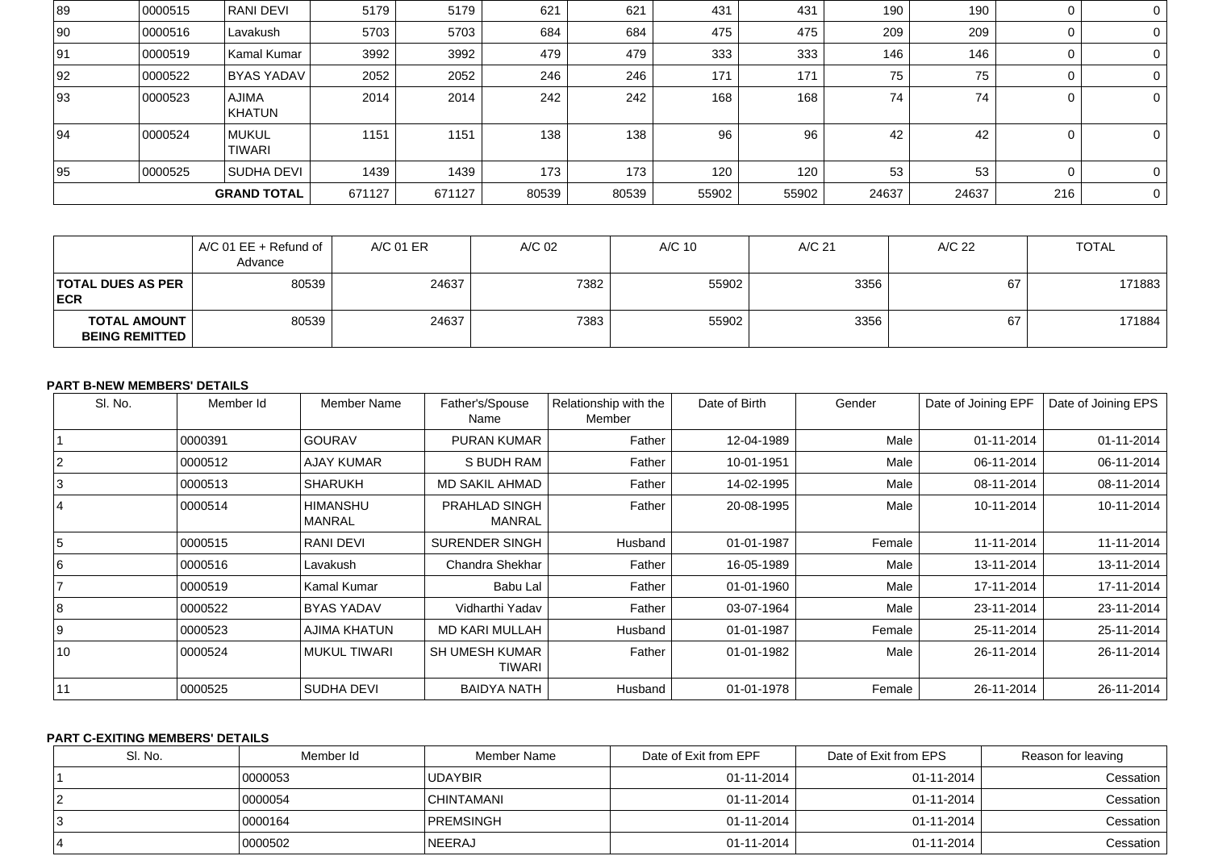| 89 | 0000515 | RANI DEVI | 5179 | 5179 | 621 | 621 | 431 | 431 | 190 | 190 | 0 | 0 |
|---|---|---|---|---|---|---|---|---|---|---|---|---|
| 90 | 0000516 | Lavakush | 5703 | 5703 | 684 | 684 | 475 | 475 | 209 | 209 | 0 | 0 |
| 91 | 0000519 | Kamal Kumar | 3992 | 3992 | 479 | 479 | 333 | 333 | 146 | 146 | 0 | 0 |
| 92 | 0000522 | BYAS YADAV | 2052 | 2052 | 246 | 246 | 171 | 171 | 75 | 75 | 0 | 0 |
| 93 | 0000523 | AJIMA KHATUN | 2014 | 2014 | 242 | 242 | 168 | 168 | 74 | 74 | 0 | 0 |
| 94 | 0000524 | MUKUL TIWARI | 1151 | 1151 | 138 | 138 | 96 | 96 | 42 | 42 | 0 | 0 |
| 95 | 0000525 | SUDHA DEVI | 1439 | 1439 | 173 | 173 | 120 | 120 | 53 | 53 | 0 | 0 |
| | | **GRAND TOTAL** | 671127 | 671127 | 80539 | 80539 | 55902 | 55902 | 24637 | 24637 | 216 | 0 |

| | A/C 01 EE + Refund of Advance | A/C 01 ER | A/C 02 | A/C 10 | A/C 21 | A/C 22 | TOTAL |
|---|---|---|---|---|---|---|---|
| **TOTAL DUES AS PER ECR** | 80539 | 24637 | 7382 | 55902 | 3356 | 67 | 171883 |
| **TOTAL AMOUNT BEING REMITTED** | 80539 | 24637 | 7383 | 55902 | 3356 | 67 | 171884 |

**PART B-NEW MEMBERS' DETAILS**

| Sl. No. | Member Id | Member Name | Father's/Spouse Name | Relationship with the Member | Date of Birth | Gender | Date of Joining EPF | Date of Joining EPS |
|---|---|---|---|---|---|---|---|---|
| 1 | 0000391 | GOURAV | PURAN KUMAR | Father | 12-04-1989 | Male | 01-11-2014 | 01-11-2014 |
| 2 | 0000512 | AJAY KUMAR | S BUDH RAM | Father | 10-01-1951 | Male | 06-11-2014 | 06-11-2014 |
| 3 | 0000513 | SHARUKH | MD SAKIL AHMAD | Father | 14-02-1995 | Male | 08-11-2014 | 08-11-2014 |
| 4 | 0000514 | HIMANSHU MANRAL | PRAHLAD SINGH MANRAL | Father | 20-08-1995 | Male | 10-11-2014 | 10-11-2014 |
| 5 | 0000515 | RANI DEVI | SURENDER SINGH | Husband | 01-01-1987 | Female | 11-11-2014 | 11-11-2014 |
| 6 | 0000516 | Lavakush | Chandra Shekhar | Father | 16-05-1989 | Male | 13-11-2014 | 13-11-2014 |
| 7 | 0000519 | Kamal Kumar | Babu Lal | Father | 01-01-1960 | Male | 17-11-2014 | 17-11-2014 |
| 8 | 0000522 | BYAS YADAV | Vidharthi Yadav | Father | 03-07-1964 | Male | 23-11-2014 | 23-11-2014 |
| 9 | 0000523 | AJIMA KHATUN | MD KARI MULLAH | Husband | 01-01-1987 | Female | 25-11-2014 | 25-11-2014 |
| 10 | 0000524 | MUKUL TIWARI | SH UMESH KUMAR TIWARI | Father | 01-01-1982 | Male | 26-11-2014 | 26-11-2014 |
| 11 | 0000525 | SUDHA DEVI | BAIDYA NATH | Husband | 01-01-1978 | Female | 26-11-2014 | 26-11-2014 |

**PART C-EXITING MEMBERS' DETAILS**

| Sl. No. | Member Id | Member Name | Date of Exit from EPF | Date of Exit from EPS | Reason for leaving |
|---|---|---|---|---|---|
| 1 | 0000053 | UDAYBIR | 01-11-2014 | 01-11-2014 | Cessation |
| 2 | 0000054 | CHINTAMANI | 01-11-2014 | 01-11-2014 | Cessation |
| 3 | 0000164 | PREMSINGH | 01-11-2014 | 01-11-2014 | Cessation |
| 4 | 0000502 | NEERAJ | 01-11-2014 | 01-11-2014 | Cessation |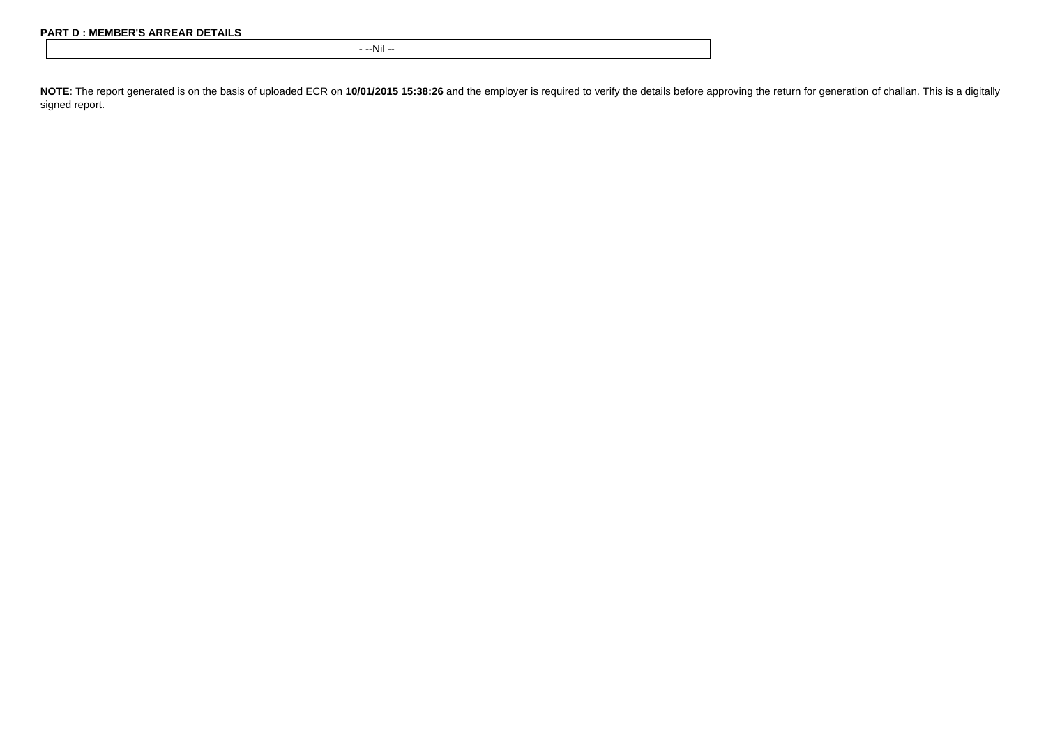**PART D : MEMBER'S ARREAR DETAILS**

| |
|---|
| - --Nil -- |

**NOTE**: The report generated is on the basis of uploaded ECR on **10/01/2015 15:38:26** and the employer is required to verify the details before approving the return for generation of challan. This is a digitally signed report.